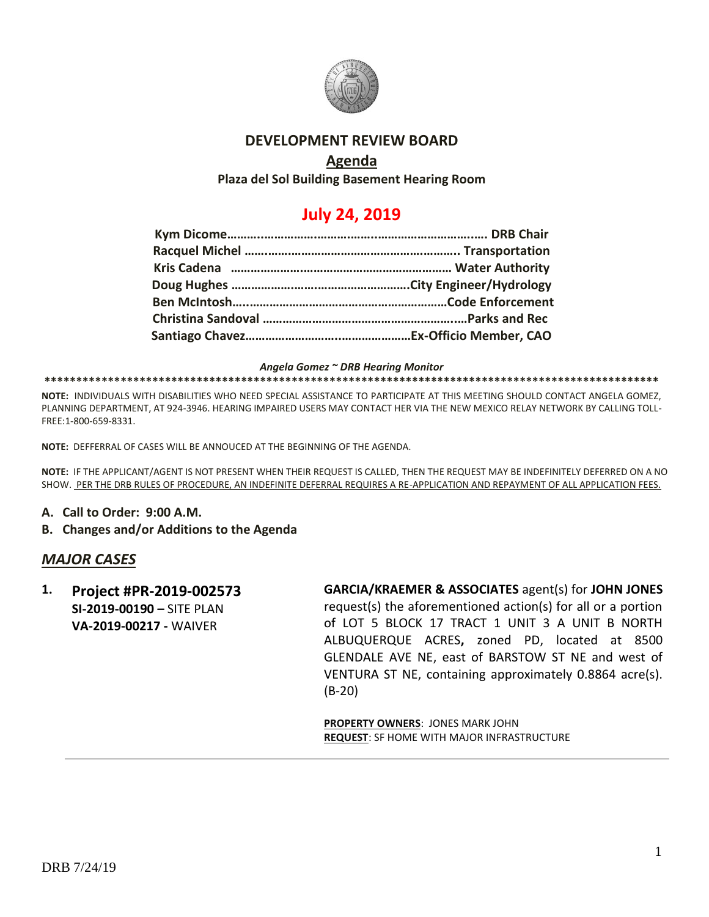# DEVELOPMENT REVIEW BOARD

## Agenda

**Plaza del Sol Building Basement Hearing Room**

## July 24, 2019

| | |
|---|---|
| **Kym Dicome** | **DRB Chair** |
| **Racquel Michel** | **Transportation** |
| **Kris Cadena** | **Water Authority** |
| **Doug Hughes** | **City Engineer/Hydrology** |
| **Ben McIntosh** | **Code Enforcement** |
| **Christina Sandoval** | **Parks and Rec** |
| **Santiago Chavez** | **Ex-Officio Member, CAO** |

***Angela Gomez ~ DRB Hearing Monitor***

**************************************************************************************************

**NOTE:** INDIVIDUALS WITH DISABILITIES WHO NEED SPECIAL ASSISTANCE TO PARTICIPATE AT THIS MEETING SHOULD CONTACT ANGELA GOMEZ, PLANNING DEPARTMENT, AT 924-3946. HEARING IMPAIRED USERS MAY CONTACT HER VIA THE NEW MEXICO RELAY NETWORK BY CALLING TOLL-FREE:1-800-659-8331.

**NOTE:** DEFFERRAL OF CASES WILL BE ANNOUCED AT THE BEGINNING OF THE AGENDA.

**NOTE:** IF THE APPLICANT/AGENT IS NOT PRESENT WHEN THEIR REQUEST IS CALLED, THEN THE REQUEST MAY BE INDEFINITELY DEFERRED ON A NO SHOW. PER THE DRB RULES OF PROCEDURE, AN INDEFINITE DEFERRAL REQUIRES A RE-APPLICATION AND REPAYMENT OF ALL APPLICATION FEES.

**A. Call to Order: 9:00 A.M.**

**B. Changes and/or Additions to the Agenda**

## *MAJOR CASES*

1. **Project #PR-2019-002573**
   **SI-2019-00190 –** SITE PLAN
   **VA-2019-00217 -** WAIVER

   **GARCIA/KRAEMER & ASSOCIATES** agent(s) for **JOHN JONES** request(s) the aforementioned action(s) for all or a portion of LOT 5 BLOCK 17 TRACT 1 UNIT 3 A UNIT B NORTH ALBUQUERQUE ACRES**,** zoned PD, located at 8500 GLENDALE AVE NE, east of BARSTOW ST NE and west of VENTURA ST NE, containing approximately 0.8864 acre(s). (B-20)

   **PROPERTY OWNERS**: JONES MARK JOHN
   **REQUEST**: SF HOME WITH MAJOR INFRASTRUCTURE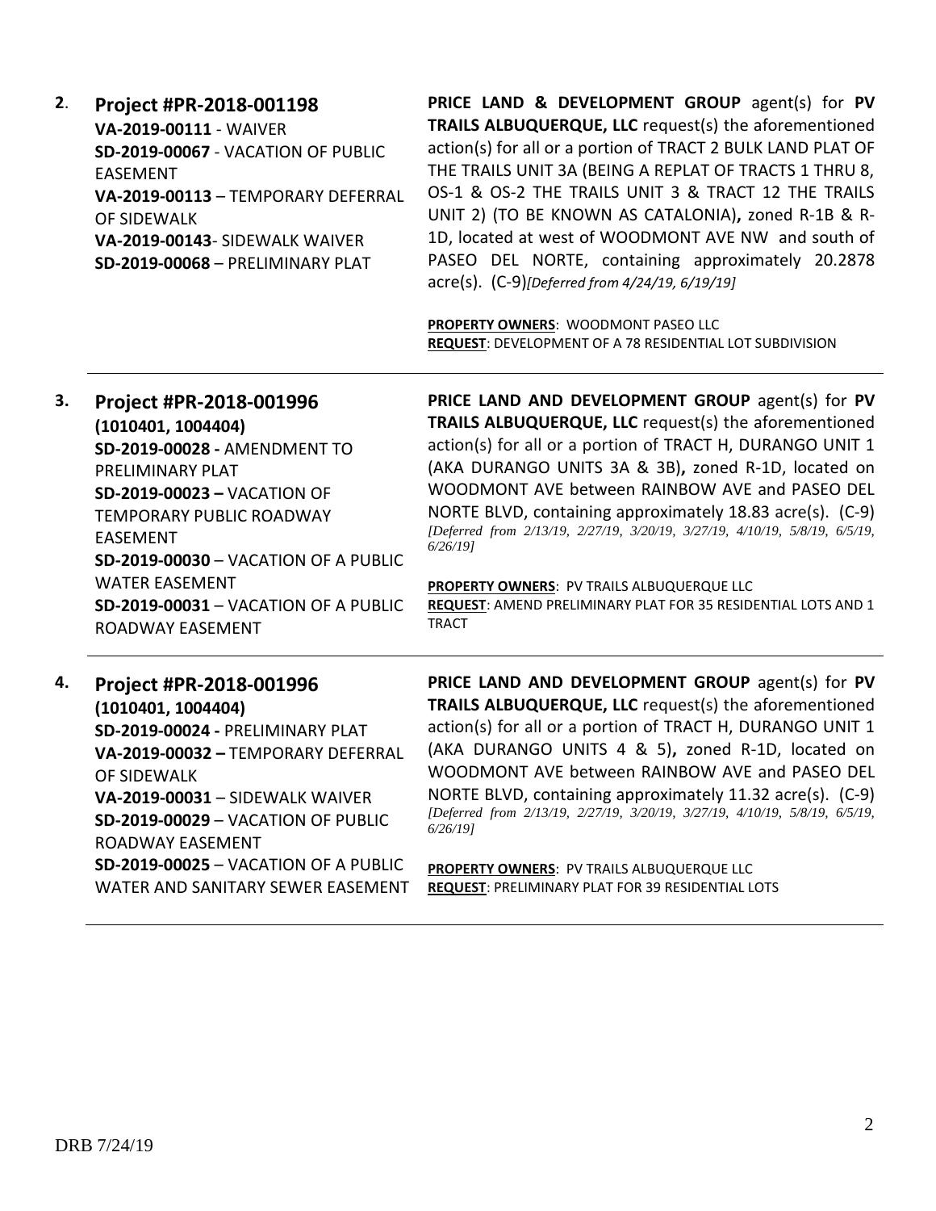**2.** **Project #PR-2018-001198**
**VA-2019-00111** - WAIVER
**SD-2019-00067** - VACATION OF PUBLIC EASEMENT
**VA-2019-00113** – TEMPORARY DEFERRAL OF SIDEWALK
**VA-2019-00143**- SIDEWALK WAIVER
**SD-2019-00068** – PRELIMINARY PLAT

**PRICE LAND & DEVELOPMENT GROUP** agent(s) for **PV TRAILS ALBUQUERQUE, LLC** request(s) the aforementioned action(s) for all or a portion of TRACT 2 BULK LAND PLAT OF THE TRAILS UNIT 3A (BEING A REPLAT OF TRACTS 1 THRU 8, OS-1 & OS-2 THE TRAILS UNIT 3 & TRACT 12 THE TRAILS UNIT 2) (TO BE KNOWN AS CATALONIA)**,** zoned R-1B & R-1D, located at west of WOODMONT AVE NW and south of PASEO DEL NORTE, containing approximately 20.2878 acre(s). (C-9)*[Deferred from 4/24/19, 6/19/19]*

**PROPERTY OWNERS**: WOODMONT PASEO LLC
**REQUEST**: DEVELOPMENT OF A 78 RESIDENTIAL LOT SUBDIVISION

---

**3.** **Project #PR-2018-001996**
**(1010401, 1004404)**
**SD-2019-00028 -** AMENDMENT TO PRELIMINARY PLAT
**SD-2019-00023 –** VACATION OF TEMPORARY PUBLIC ROADWAY EASEMENT
**SD-2019-00030** – VACATION OF A PUBLIC WATER EASEMENT
**SD-2019-00031** – VACATION OF A PUBLIC ROADWAY EASEMENT

**PRICE LAND AND DEVELOPMENT GROUP** agent(s) for **PV TRAILS ALBUQUERQUE, LLC** request(s) the aforementioned action(s) for all or a portion of TRACT H, DURANGO UNIT 1 (AKA DURANGO UNITS 3A & 3B)**,** zoned R-1D, located on WOODMONT AVE between RAINBOW AVE and PASEO DEL NORTE BLVD, containing approximately 18.83 acre(s). (C-9) *[Deferred from 2/13/19, 2/27/19, 3/20/19, 3/27/19, 4/10/19, 5/8/19, 6/5/19, 6/26/19]*

**PROPERTY OWNERS**: PV TRAILS ALBUQUERQUE LLC
**REQUEST**: AMEND PRELIMINARY PLAT FOR 35 RESIDENTIAL LOTS AND 1 TRACT

---

**4.** **Project #PR-2018-001996**
**(1010401, 1004404)**
**SD-2019-00024 -** PRELIMINARY PLAT
**VA-2019-00032 –** TEMPORARY DEFERRAL OF SIDEWALK
**VA-2019-00031** – SIDEWALK WAIVER
**SD-2019-00029** – VACATION OF PUBLIC ROADWAY EASEMENT
**SD-2019-00025** – VACATION OF A PUBLIC WATER AND SANITARY SEWER EASEMENT

**PRICE LAND AND DEVELOPMENT GROUP** agent(s) for **PV TRAILS ALBUQUERQUE, LLC** request(s) the aforementioned action(s) for all or a portion of TRACT H, DURANGO UNIT 1 (AKA DURANGO UNITS 4 & 5)**,** zoned R-1D, located on WOODMONT AVE between RAINBOW AVE and PASEO DEL NORTE BLVD, containing approximately 11.32 acre(s). (C-9) *[Deferred from 2/13/19, 2/27/19, 3/20/19, 3/27/19, 4/10/19, 5/8/19, 6/5/19, 6/26/19]*

**PROPERTY OWNERS**: PV TRAILS ALBUQUERQUE LLC
**REQUEST**: PRELIMINARY PLAT FOR 39 RESIDENTIAL LOTS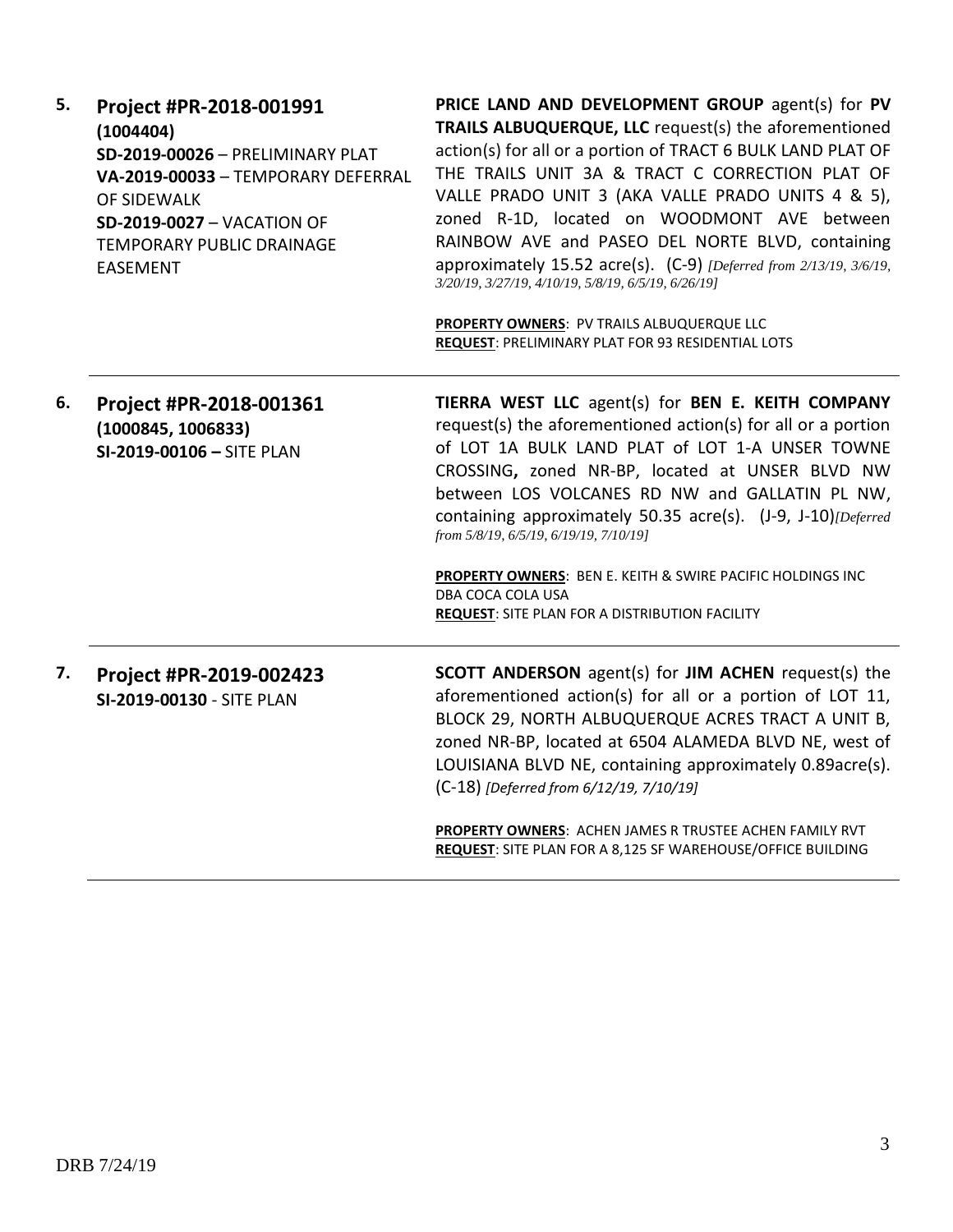5. **Project #PR-2018-001991**
**(1004404)**
**SD-2019-00026** – PRELIMINARY PLAT
**VA-2019-00033** – TEMPORARY DEFERRAL OF SIDEWALK
**SD-2019-0027** – VACATION OF TEMPORARY PUBLIC DRAINAGE EASEMENT

**PRICE LAND AND DEVELOPMENT GROUP** agent(s) for **PV TRAILS ALBUQUERQUE, LLC** request(s) the aforementioned action(s) for all or a portion of TRACT 6 BULK LAND PLAT OF THE TRAILS UNIT 3A & TRACT C CORRECTION PLAT OF VALLE PRADO UNIT 3 (AKA VALLE PRADO UNITS 4 & 5), zoned R-1D, located on WOODMONT AVE between RAINBOW AVE and PASEO DEL NORTE BLVD, containing approximately 15.52 acre(s). (C-9) *[Deferred from 2/13/19, 3/6/19, 3/20/19, 3/27/19, 4/10/19, 5/8/19, 6/5/19, 6/26/19]*

**PROPERTY OWNERS**: PV TRAILS ALBUQUERQUE LLC
**REQUEST**: PRELIMINARY PLAT FOR 93 RESIDENTIAL LOTS

---

6. **Project #PR-2018-001361**
**(1000845, 1006833)**
**SI-2019-00106 –** SITE PLAN

**TIERRA WEST LLC** agent(s) for **BEN E. KEITH COMPANY** request(s) the aforementioned action(s) for all or a portion of LOT 1A BULK LAND PLAT of LOT 1-A UNSER TOWNE CROSSING**,** zoned NR-BP, located at UNSER BLVD NW between LOS VOLCANES RD NW and GALLATIN PL NW, containing approximately 50.35 acre(s). (J-9, J-10)*[Deferred from 5/8/19, 6/5/19, 6/19/19, 7/10/19]*

**PROPERTY OWNERS**: BEN E. KEITH & SWIRE PACIFIC HOLDINGS INC DBA COCA COLA USA
**REQUEST**: SITE PLAN FOR A DISTRIBUTION FACILITY

---

7. **Project #PR-2019-002423**
**SI-2019-00130** - SITE PLAN

**SCOTT ANDERSON** agent(s) for **JIM ACHEN** request(s) the aforementioned action(s) for all or a portion of LOT 11, BLOCK 29, NORTH ALBUQUERQUE ACRES TRACT A UNIT B, zoned NR-BP, located at 6504 ALAMEDA BLVD NE, west of LOUISIANA BLVD NE, containing approximately 0.89acre(s). (C-18) *[Deferred from 6/12/19, 7/10/19]*

**PROPERTY OWNERS**: ACHEN JAMES R TRUSTEE ACHEN FAMILY RVT
**REQUEST**: SITE PLAN FOR A 8,125 SF WAREHOUSE/OFFICE BUILDING

---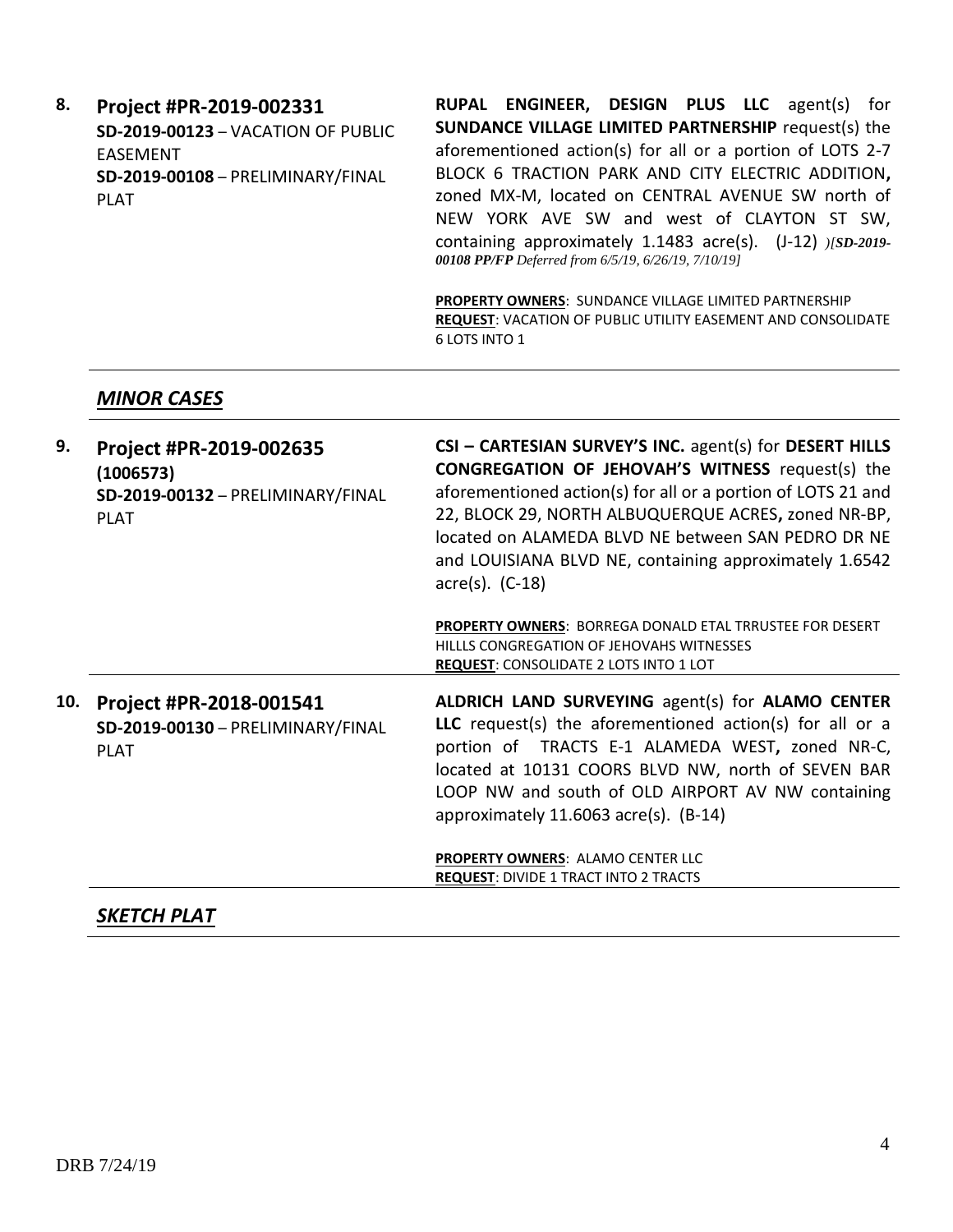**8. Project #PR-2019-002331**
**SD-2019-00123** – VACATION OF PUBLIC EASEMENT
**SD-2019-00108** – PRELIMINARY/FINAL PLAT

**RUPAL ENGINEER, DESIGN PLUS LLC** agent(s) for **SUNDANCE VILLAGE LIMITED PARTNERSHIP** request(s) the aforementioned action(s) for all or a portion of LOTS 2-7 BLOCK 6 TRACTION PARK AND CITY ELECTRIC ADDITION**,** zoned MX-M, located on CENTRAL AVENUE SW north of NEW YORK AVE SW and west of CLAYTON ST SW, containing approximately 1.1483 acre(s). (J-12) *)[**SD-2019-00108 PP/FP** Deferred from 6/5/19, 6/26/19, 7/10/19]*

**PROPERTY OWNERS**: SUNDANCE VILLAGE LIMITED PARTNERSHIP
**REQUEST**: VACATION OF PUBLIC UTILITY EASEMENT AND CONSOLIDATE 6 LOTS INTO 1

## *MINOR CASES*

**9. Project #PR-2019-002635 (1006573)**
**SD-2019-00132** – PRELIMINARY/FINAL PLAT

**CSI – CARTESIAN SURVEY'S INC.** agent(s) for **DESERT HILLS CONGREGATION OF JEHOVAH'S WITNESS** request(s) the aforementioned action(s) for all or a portion of LOTS 21 and 22, BLOCK 29, NORTH ALBUQUERQUE ACRES**,** zoned NR-BP, located on ALAMEDA BLVD NE between SAN PEDRO DR NE and LOUISIANA BLVD NE, containing approximately 1.6542 acre(s). (C-18)

**PROPERTY OWNERS**: BORREGA DONALD ETAL TRRUSTEE FOR DESERT HILLLS CONGREGATION OF JEHOVAHS WITNESSES
**REQUEST**: CONSOLIDATE 2 LOTS INTO 1 LOT

**10. Project #PR-2018-001541**
**SD-2019-00130** – PRELIMINARY/FINAL PLAT

**ALDRICH LAND SURVEYING** agent(s) for **ALAMO CENTER LLC** request(s) the aforementioned action(s) for all or a portion of TRACTS E-1 ALAMEDA WEST**,** zoned NR-C, located at 10131 COORS BLVD NW, north of SEVEN BAR LOOP NW and south of OLD AIRPORT AV NW containing approximately 11.6063 acre(s). (B-14)

**PROPERTY OWNERS**: ALAMO CENTER LLC
**REQUEST**: DIVIDE 1 TRACT INTO 2 TRACTS

## *SKETCH PLAT*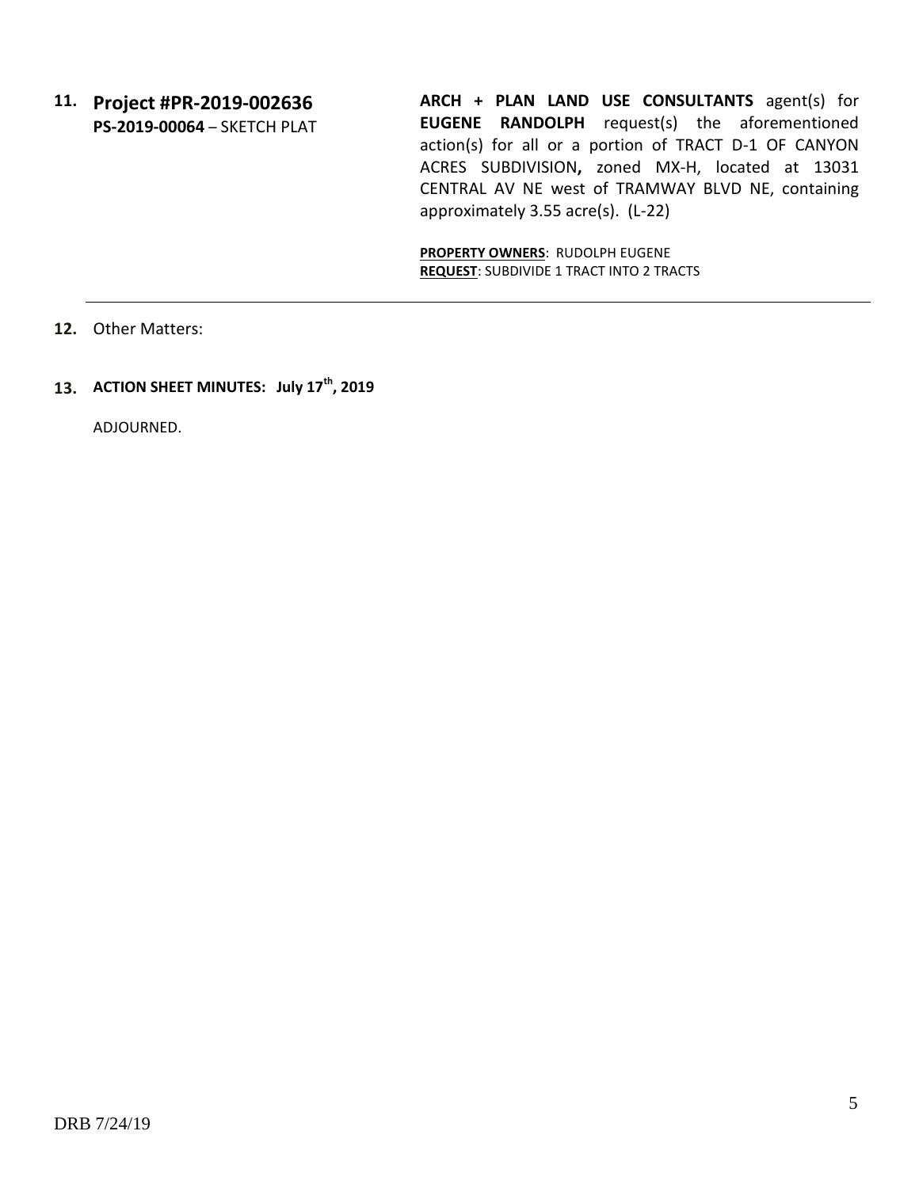11. **Project #PR-2019-002636**
**PS-2019-00064** – SKETCH PLAT

**ARCH + PLAN LAND USE CONSULTANTS** agent(s) for **EUGENE RANDOLPH** request(s) the aforementioned action(s) for all or a portion of TRACT D-1 OF CANYON ACRES SUBDIVISION**,** zoned MX-H, located at 13031 CENTRAL AV NE west of TRAMWAY BLVD NE, containing approximately 3.55 acre(s). (L-22)

**PROPERTY OWNERS**: RUDOLPH EUGENE
**REQUEST**: SUBDIVIDE 1 TRACT INTO 2 TRACTS

---

12. Other Matters:

13. **ACTION SHEET MINUTES: July 17th, 2019**

ADJOURNED.

DRB 7/24/19